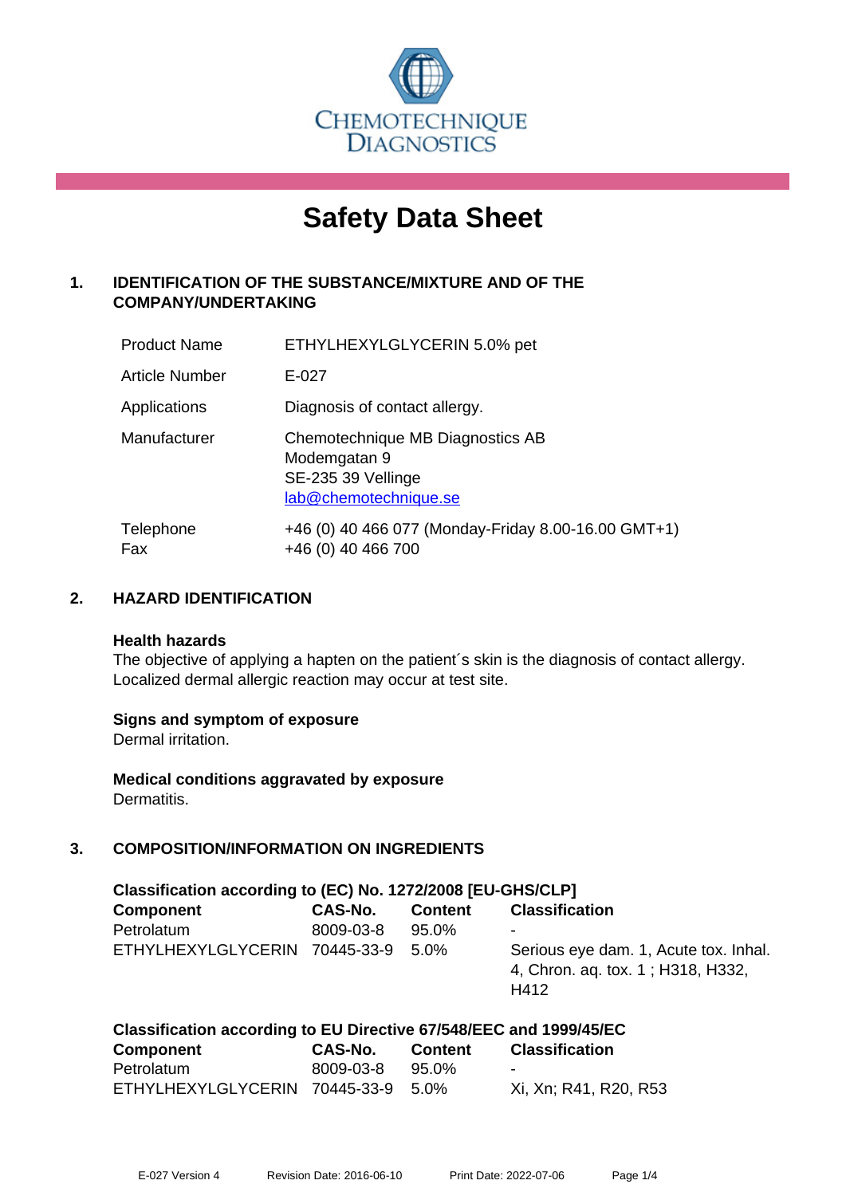CHEMOTECHNIQUE DIAGNOSTICS

# Safety Data Sheet

## 1. IDENTIFICATION OF THE SUBSTANCE/MIXTURE AND OF THE COMPANY/UNDERTAKING

| | |
|---|---|
| Product Name | ETHYLHEXYLGLYCERIN 5.0% pet |
| Article Number | E-027 |
| Applications | Diagnosis of contact allergy. |
| Manufacturer | Chemotechnique MB Diagnostics AB<br>Modemgatan 9<br>SE-235 39 Vellinge<br>lab@chemotechnique.se |
| Telephone<br>Fax | +46 (0) 40 466 077 (Monday-Friday 8.00-16.00 GMT+1)<br>+46 (0) 40 466 700 |

## 2. HAZARD IDENTIFICATION

**Health hazards**

The objective of applying a hapten on the patient´s skin is the diagnosis of contact allergy. Localized dermal allergic reaction may occur at test site.

**Signs and symptom of exposure**

Dermal irritation.

**Medical conditions aggravated by exposure**

Dermatitis.

## 3. COMPOSITION/INFORMATION ON INGREDIENTS

**Classification according to (EC) No. 1272/2008 [EU-GHS/CLP]**

| Component | CAS-No. | Content | Classification |
|---|---|---|---|
| Petrolatum | 8009-03-8 | 95.0% | - |
| ETHYLHEXYLGLYCERIN | 70445-33-9 | 5.0% | Serious eye dam. 1, Acute tox. Inhal. 4, Chron. aq. tox. 1 ; H318, H332, H412 |

**Classification according to EU Directive 67/548/EEC and 1999/45/EC**

| Component | CAS-No. | Content | Classification |
|---|---|---|---|
| Petrolatum | 8009-03-8 | 95.0% | - |
| ETHYLHEXYLGLYCERIN | 70445-33-9 | 5.0% | Xi, Xn; R41, R20, R53 |

E-027 Version 4 Revision Date: 2016-06-10 Print Date: 2022-07-06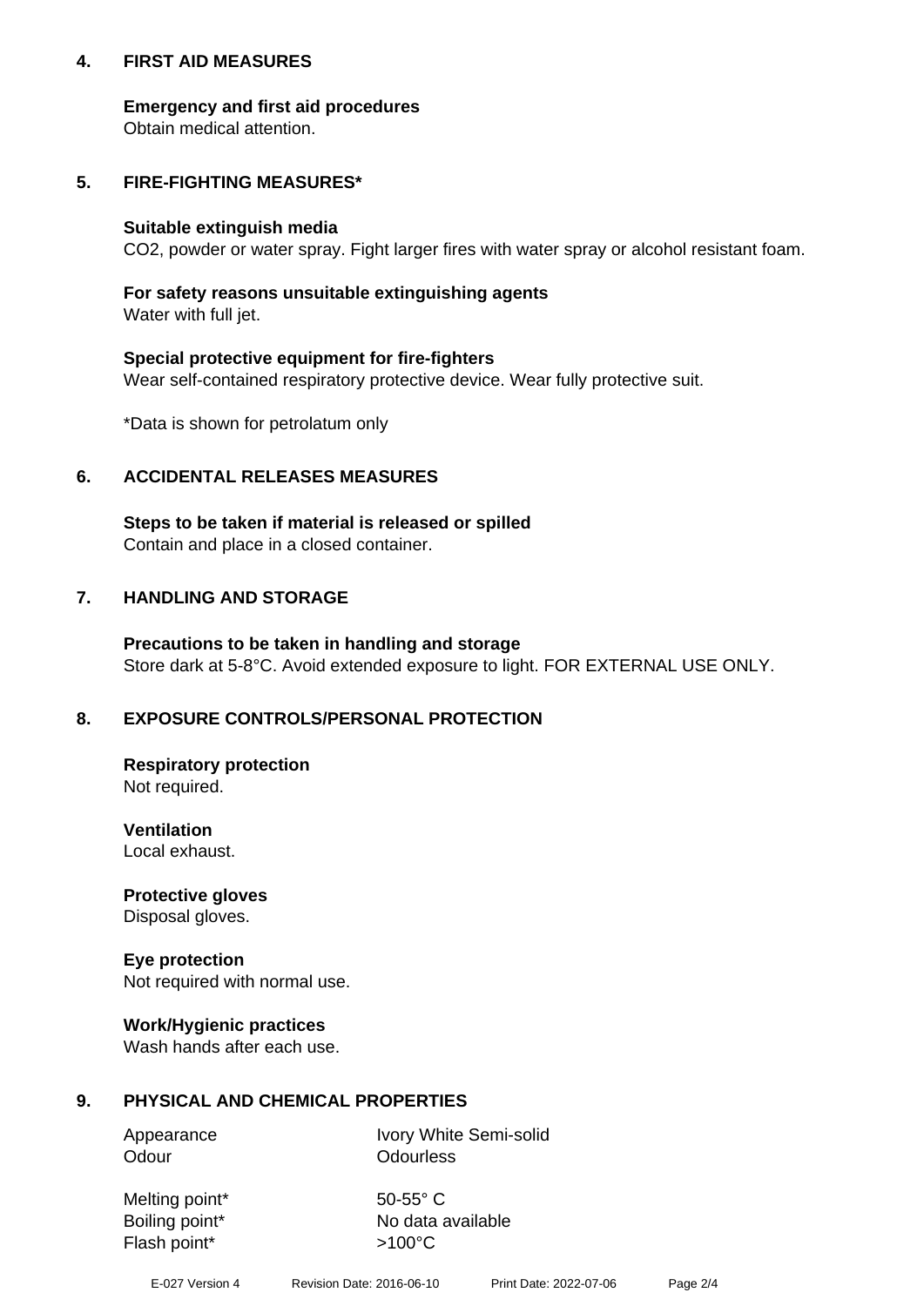## 4. FIRST AID MEASURES

**Emergency and first aid procedures**
Obtain medical attention.

## 5. FIRE-FIGHTING MEASURES*

**Suitable extinguish media**
$CO_2$, powder or water spray. Fight larger fires with water spray or alcohol resistant foam.

**For safety reasons unsuitable extinguishing agents**
Water with full jet.

**Special protective equipment for fire-fighters**
Wear self-contained respiratory protective device. Wear fully protective suit.

*Data is shown for petrolatum only

## 6. ACCIDENTAL RELEASES MEASURES

**Steps to be taken if material is released or spilled**
Contain and place in a closed container.

## 7. HANDLING AND STORAGE

**Precautions to be taken in handling and storage**
Store dark at 5-8°C. Avoid extended exposure to light. FOR EXTERNAL USE ONLY.

## 8. EXPOSURE CONTROLS/PERSONAL PROTECTION

**Respiratory protection**
Not required.

**Ventilation**
Local exhaust.

**Protective gloves**
Disposal gloves.

**Eye protection**
Not required with normal use.

**Work/Hygienic practices**
Wash hands after each use.

## 9. PHYSICAL AND CHEMICAL PROPERTIES

| | |
|---|---|
| Appearance | Ivory White Semi-solid |
| Odour | Odourless |
| Melting point* | 50-55° C |
| Boiling point* | No data available |
| Flash point* | >100°C |

E-027 Version 4 Revision Date: 2016-06-10 Print Date: 2022-07-06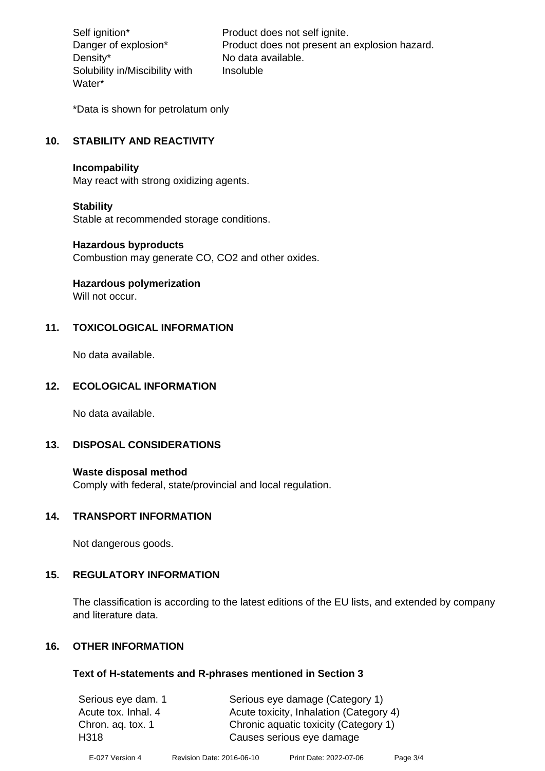| | |
|---|---|
| Self ignition* | Product does not self ignite. |
| Danger of explosion* | Product does not present an explosion hazard. |
| Density* | No data available. |
| Solubility in/Miscibility with Water* | Insoluble |

*Data is shown for petrolatum only

## 10. STABILITY AND REACTIVITY

**Incompability**
May react with strong oxidizing agents.

**Stability**
Stable at recommended storage conditions.

**Hazardous byproducts**
Combustion may generate CO, CO2 and other oxides.

**Hazardous polymerization**
Will not occur.

## 11. TOXICOLOGICAL INFORMATION

No data available.

## 12. ECOLOGICAL INFORMATION

No data available.

## 13. DISPOSAL CONSIDERATIONS

**Waste disposal method**
Comply with federal, state/provincial and local regulation.

## 14. TRANSPORT INFORMATION

Not dangerous goods.

## 15. REGULATORY INFORMATION

The classification is according to the latest editions of the EU lists, and extended by company and literature data.

## 16. OTHER INFORMATION

### Text of H-statements and R-phrases mentioned in Section 3

| | |
|---|---|
| Serious eye dam. 1 | Serious eye damage (Category 1) |
| Acute tox. Inhal. 4 | Acute toxicity, Inhalation (Category 4) |
| Chron. aq. tox. 1 | Chronic aquatic toxicity (Category 1) |
| H318 | Causes serious eye damage |

E-027 Version 4 Revision Date: 2016-06-10 Print Date: 2022-07-06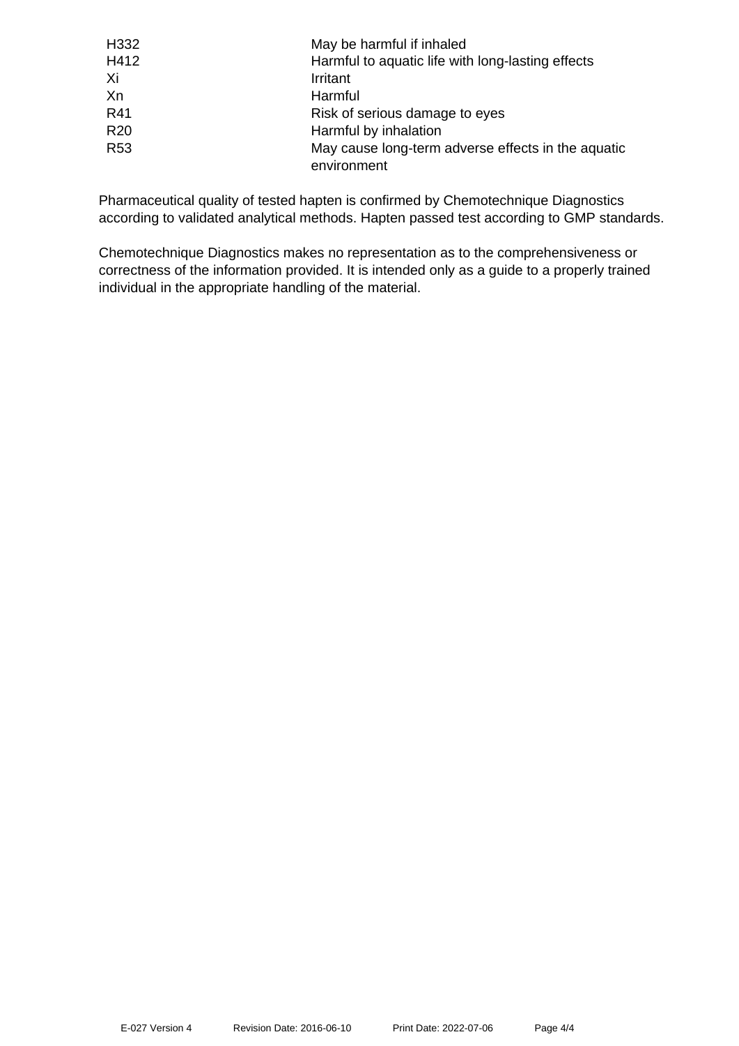| | |
|---|---|
| H332 | May be harmful if inhaled |
| H412 | Harmful to aquatic life with long-lasting effects |
| Xi | Irritant |
| Xn | Harmful |
| R41 | Risk of serious damage to eyes |
| R20 | Harmful by inhalation |
| R53 | May cause long-term adverse effects in the aquatic environment |

Pharmaceutical quality of tested hapten is confirmed by Chemotechnique Diagnostics according to validated analytical methods. Hapten passed test according to GMP standards.

Chemotechnique Diagnostics makes no representation as to the comprehensiveness or correctness of the information provided. It is intended only as a guide to a properly trained individual in the appropriate handling of the material.